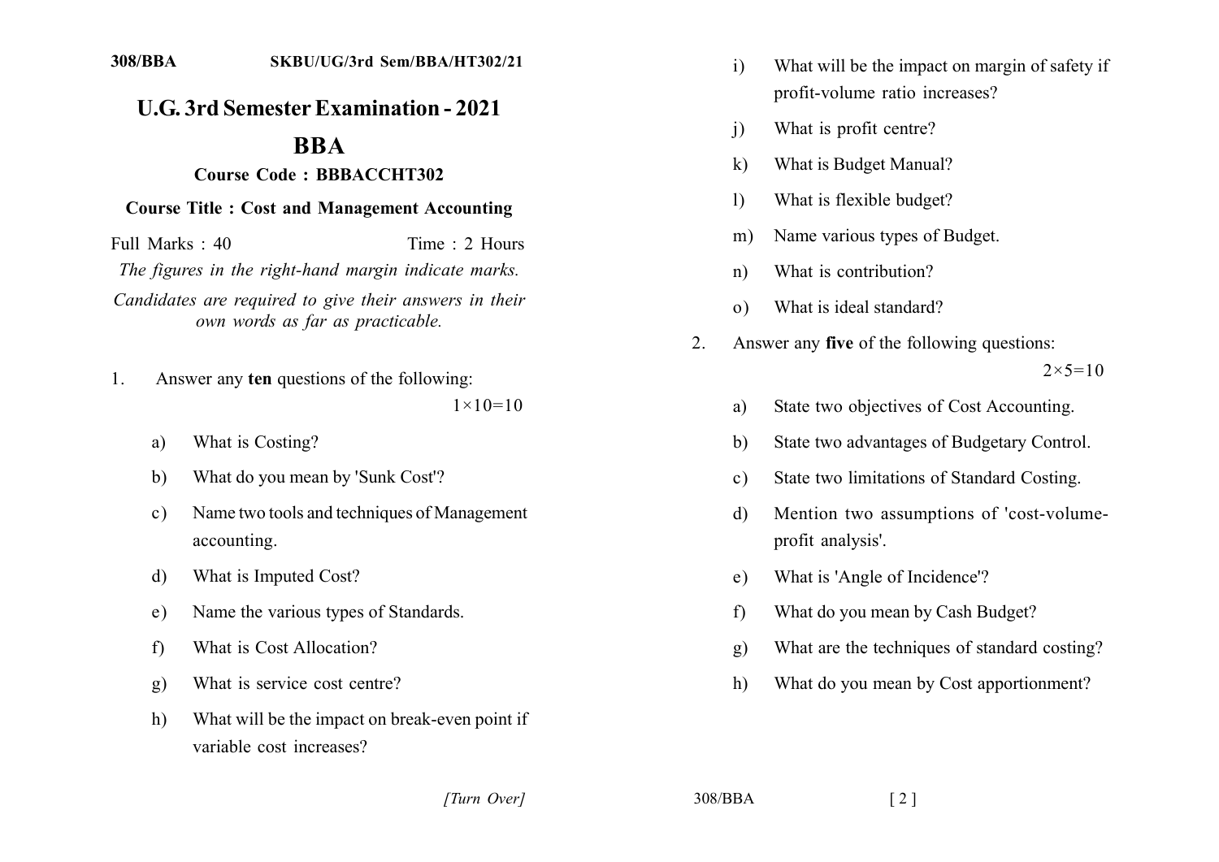308/BBA SKBU/UG/3rd Sem/BBA/HT302/21

# U.G. 3rd Semester Examination - 2021

## BBA

### Course Code : BBBACCHT302

### Course Title : Cost and Management Accounting

Full Marks : 40 Time : 2 Hours

*The figures in the right-hand margin indicate marks.*

*Candidates are required to give their answers in their own words as far as practicable.*

1. Answer any **ten** questions of the following: $1\times10=10$

   a) What is Costing?

   b) What do you mean by 'Sunk Cost'?

   c) Name two tools and techniques of Management accounting.

   d) What is Imputed Cost?

   e) Name the various types of Standards.

   f) What is Cost Allocation?

   g) What is service cost centre?

   h) What will be the impact on break-even point if variable cost increases?

   i) What will be the impact on margin of safety if profit-volume ratio increases?

   j) What is profit centre?

   k) What is Budget Manual?

   l) What is flexible budget?

   m) Name various types of Budget.

   n) What is contribution?

   o) What is ideal standard?

2. Answer any **five** of the following questions: $2\times5=10$

   a) State two objectives of Cost Accounting.

   b) State two advantages of Budgetary Control.

   c) State two limitations of Standard Costing.

   d) Mention two assumptions of 'cost-volume-profit analysis'.

   e) What is 'Angle of Incidence'?

   f) What do you mean by Cash Budget?

   g) What are the techniques of standard costing?

   h) What do you mean by Cost apportionment?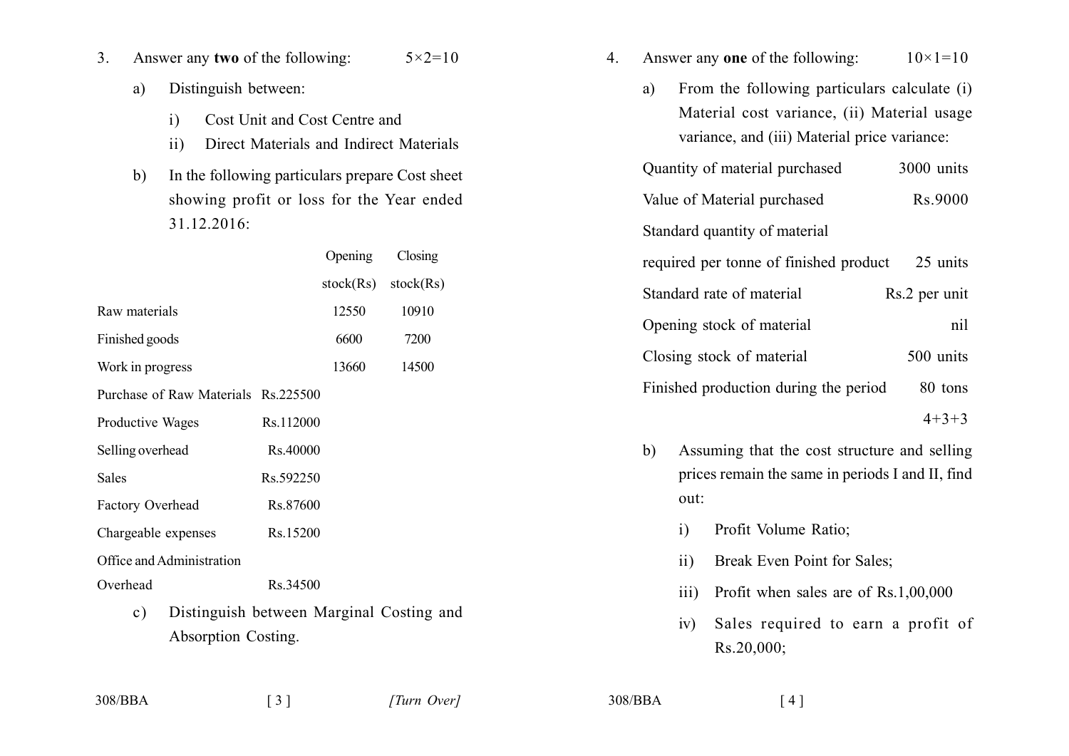3. Answer any **two** of the following: 5×2=10

   a) Distinguish between:

      i) Cost Unit and Cost Centre and

      ii) Direct Materials and Indirect Materials

   b) In the following particulars prepare Cost sheet showing profit or loss for the Year ended 31.12.2016:

| | | Opening stock(Rs) | Closing stock(Rs) |
|---|---|---|---|
| Raw materials | | 12550 | 10910 |
| Finished goods | | 6600 | 7200 |
| Work in progress | | 13660 | 14500 |
| Purchase of Raw Materials | Rs.225500 | | |
| Productive Wages | Rs.112000 | | |
| Selling overhead | Rs.40000 | | |
| Sales | Rs.592250 | | |
| Factory Overhead | Rs.87600 | | |
| Chargeable expenses | Rs.15200 | | |
| Office and Administration Overhead | Rs.34500 | | |

   c) Distinguish between Marginal Costing and Absorption Costing.

4. Answer any **one** of the following: 10×1=10

   a) From the following particulars calculate (i) Material cost variance, (ii) Material usage variance, and (iii) Material price variance:

| | |
|---|---|
| Quantity of material purchased | 3000 units |
| Value of Material purchased | Rs.9000 |
| Standard quantity of material required per tonne of finished product | 25 units |
| Standard rate of material | Rs.2 per unit |
| Opening stock of material | nil |
| Closing stock of material | 500 units |
| Finished production during the period | 80 tons |

4+3+3

   b) Assuming that the cost structure and selling prices remain the same in periods I and II, find out:

      i) Profit Volume Ratio;

      ii) Break Even Point for Sales;

      iii) Profit when sales are of Rs.1,00,000

      iv) Sales required to earn a profit of Rs.20,000;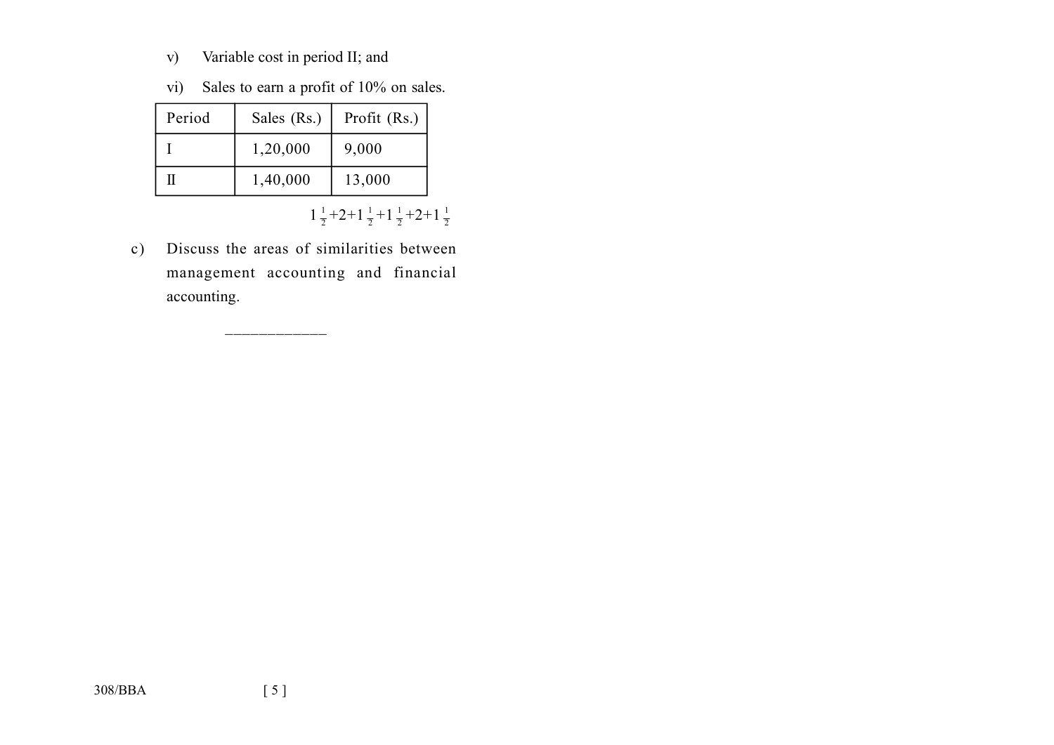v) Variable cost in period II; and

vi) Sales to earn a profit of 10% on sales.

| Period | Sales (Rs.) | Profit (Rs.) |
|---|---|---|
| I | 1,20,000 | 9,000 |
| II | 1,40,000 | 13,000 |

$1\frac{1}{2}+2+1\frac{1}{2}+1\frac{1}{2}+2+1\frac{1}{2}$

c) Discuss the areas of similarities between management accounting and financial accounting.

————————